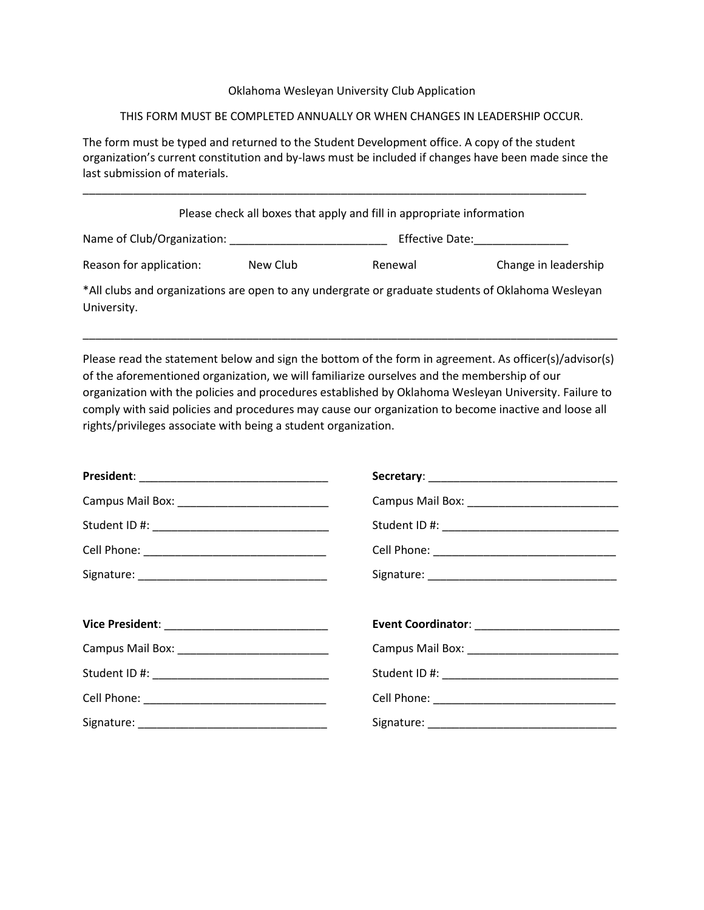Oklahoma Wesleyan University Club Application

THIS FORM MUST BE COMPLETED ANNUALLY OR WHEN CHANGES IN LEADERSHIP OCCUR.

The form must be typed and returned to the Student Development office. A copy of the student organization's current constitution and by-laws must be included if changes have been made since the last submission of materials.

---

Please check all boxes that apply and fill in appropriate information

Name of Club/Organization: _________________________ Effective Date:_______________

Reason for application: New Club Renewal Change in leadership

*All clubs and organizations are open to any undergrate or graduate students of Oklahoma Wesleyan University.

---

Please read the statement below and sign the bottom of the form in agreement. As officer(s)/advisor(s) of the aforementioned organization, we will familiarize ourselves and the membership of our organization with the policies and procedures established by Oklahoma Wesleyan University. Failure to comply with said policies and procedures may cause our organization to become inactive and loose all rights/privileges associate with being a student organization.

**President**: ______________________________

Campus Mail Box: ________________________

Student ID #: ____________________________

Cell Phone: _____________________________

Signature: ______________________________

**Secretary**: ______________________________

Campus Mail Box: ________________________

Student ID #: ____________________________

Cell Phone: _____________________________

Signature: ______________________________

**Vice President**: __________________________

Campus Mail Box: ________________________

Student ID #: ____________________________

Cell Phone: _____________________________

Signature: ______________________________

**Event Coordinator**: _______________________

Campus Mail Box: ________________________

Student ID #: ____________________________

Cell Phone: _____________________________

Signature: ______________________________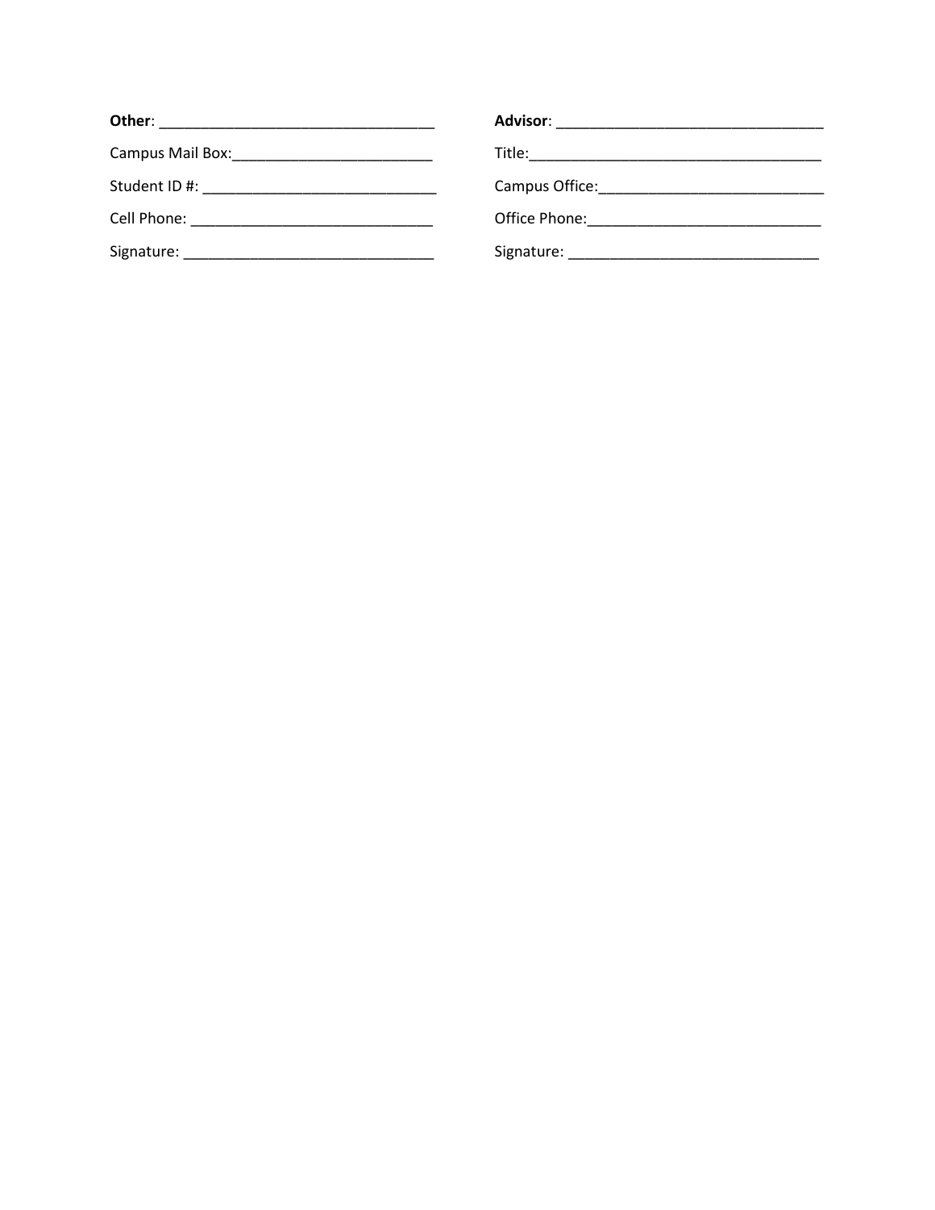**Other**: ________________________________

Campus Mail Box:________________________

Student ID #: ____________________________

Cell Phone: _____________________________

Signature: ______________________________

**Advisor**: _______________________________

Title:___________________________________

Campus Office:__________________________

Office Phone:____________________________

Signature: ______________________________